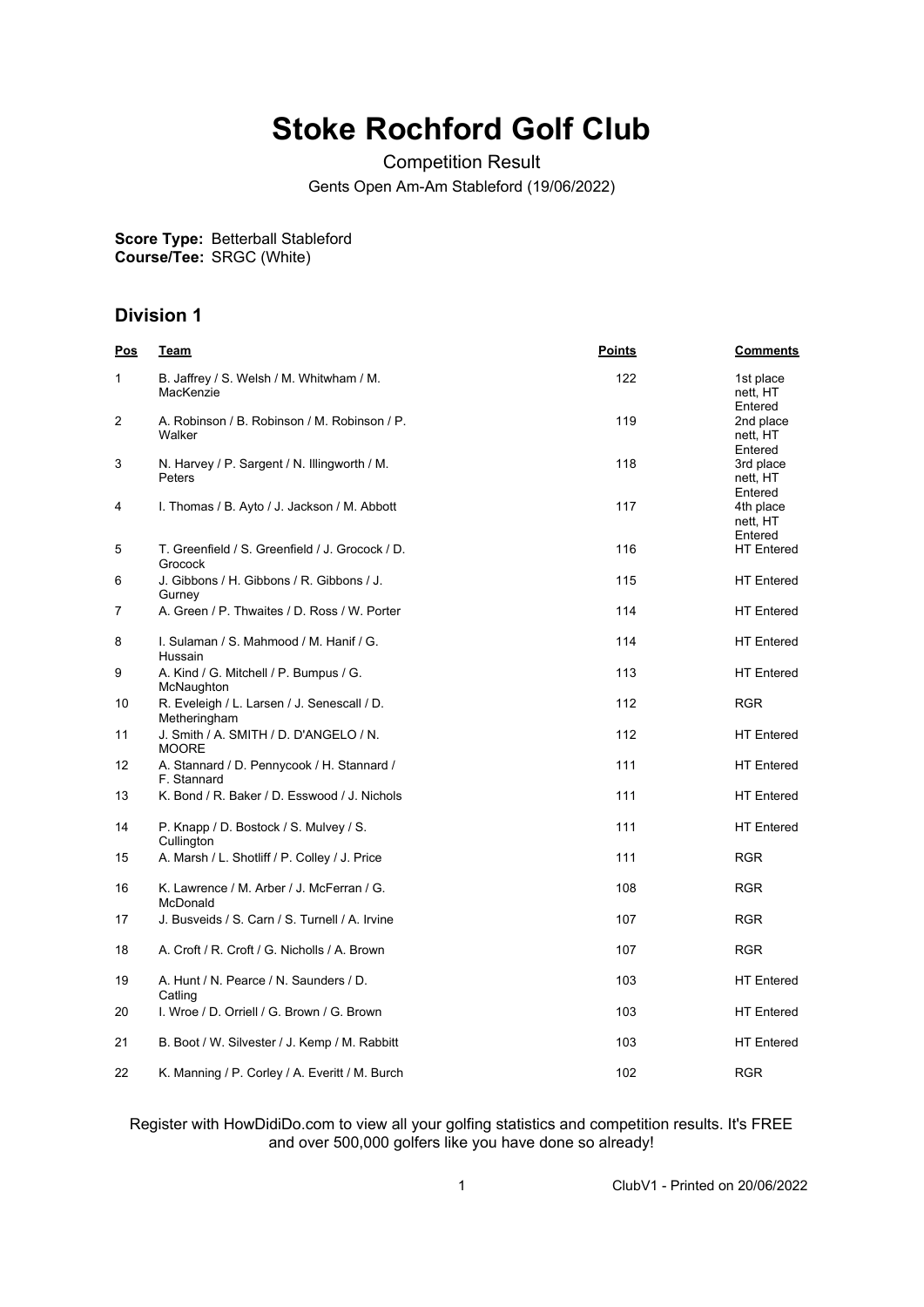# Stoke Rochford Golf Club

Competition Result

Gents Open Am-Am Stableford (19/06/2022)

**Score Type:** Betterball Stableford
**Course/Tee:** SRGC (White)

## Division 1

| Pos | Team | Points | Comments |
|---|---|---|---|
| 1 | B. Jaffrey / S. Welsh / M. Whitwham / M. MacKenzie | 122 | 1st place nett, HT Entered |
| 2 | A. Robinson / B. Robinson / M. Robinson / P. Walker | 119 | 2nd place nett, HT Entered |
| 3 | N. Harvey / P. Sargent / N. Illingworth / M. Peters | 118 | 3rd place nett, HT Entered |
| 4 | I. Thomas / B. Ayto / J. Jackson / M. Abbott | 117 | 4th place nett, HT Entered |
| 5 | T. Greenfield / S. Greenfield / J. Grocock / D. Grocock | 116 | HT Entered |
| 6 | J. Gibbons / H. Gibbons / R. Gibbons / J. Gurney | 115 | HT Entered |
| 7 | A. Green / P. Thwaites / D. Ross / W. Porter | 114 | HT Entered |
| 8 | I. Sulaman / S. Mahmood / M. Hanif / G. Hussain | 114 | HT Entered |
| 9 | A. Kind / G. Mitchell / P. Bumpus / G. McNaughton | 113 | HT Entered |
| 10 | R. Eveleigh / L. Larsen / J. Senescall / D. Metheringham | 112 | RGR |
| 11 | J. Smith / A. SMITH / D. D'ANGELO / N. MOORE | 112 | HT Entered |
| 12 | A. Stannard / D. Pennycook / H. Stannard / F. Stannard | 111 | HT Entered |
| 13 | K. Bond / R. Baker / D. Esswood / J. Nichols | 111 | HT Entered |
| 14 | P. Knapp / D. Bostock / S. Mulvey / S. Cullington | 111 | HT Entered |
| 15 | A. Marsh / L. Shotliff / P. Colley / J. Price | 111 | RGR |
| 16 | K. Lawrence / M. Arber / J. McFerran / G. McDonald | 108 | RGR |
| 17 | J. Busveids / S. Carn / S. Turnell / A. Irvine | 107 | RGR |
| 18 | A. Croft / R. Croft / G. Nicholls / A. Brown | 107 | RGR |
| 19 | A. Hunt / N. Pearce / N. Saunders / D. Catling | 103 | HT Entered |
| 20 | I. Wroe / D. Orriell / G. Brown / G. Brown | 103 | HT Entered |
| 21 | B. Boot / W. Silvester / J. Kemp / M. Rabbitt | 103 | HT Entered |
| 22 | K. Manning / P. Corley / A. Everitt / M. Burch | 102 | RGR |

Register with HowDidiDo.com to view all your golfing statistics and competition results. It's FREE and over 500,000 golfers like you have done so already!

ClubV1 - Printed on 20/06/2022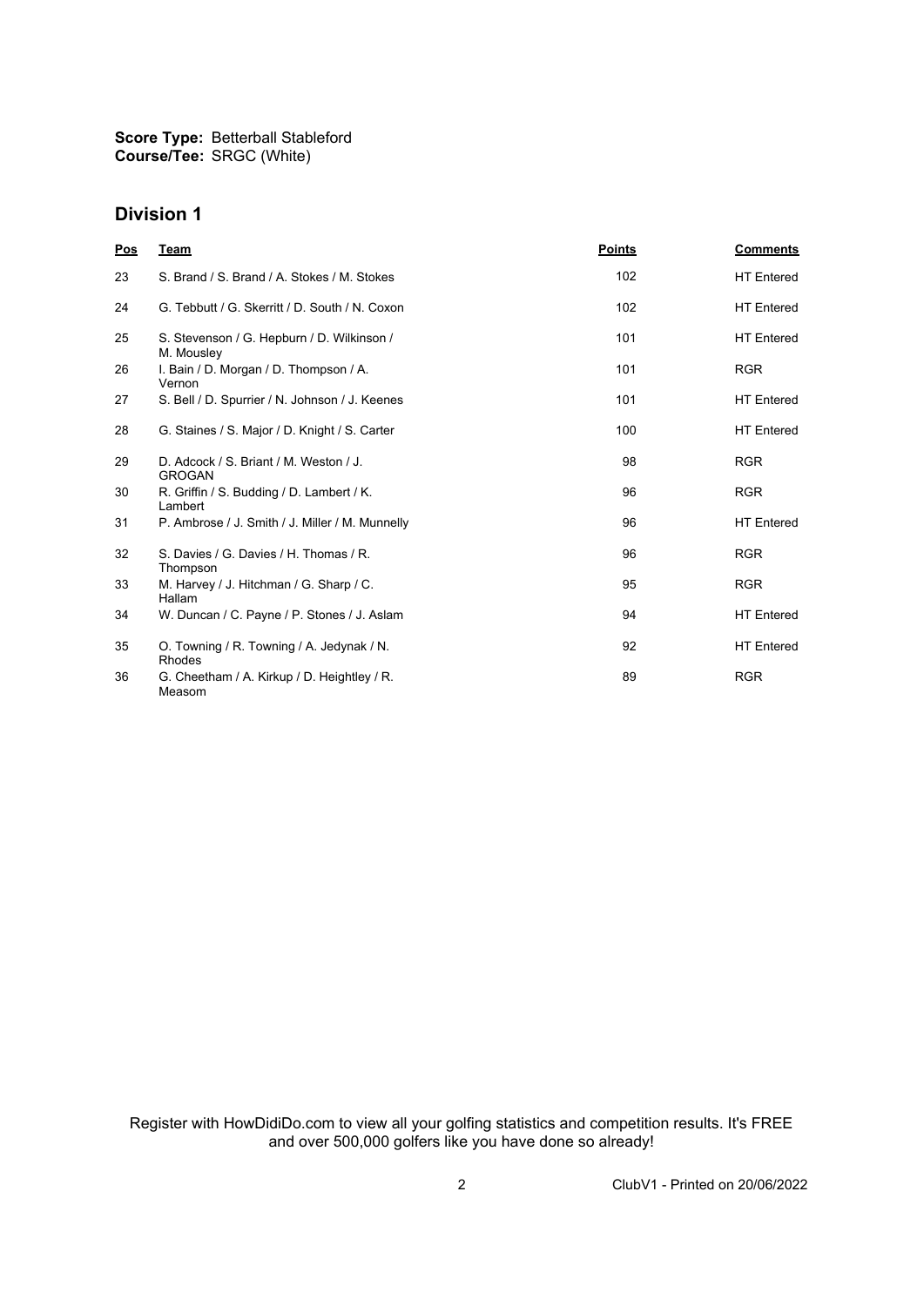**Score Type:** Betterball Stableford
**Course/Tee:** SRGC (White)

## Division 1

| Pos | Team | Points | Comments |
|---|---|---|---|
| 23 | S. Brand / S. Brand / A. Stokes / M. Stokes | 102 | HT Entered |
| 24 | G. Tebbutt / G. Skerritt / D. South / N. Coxon | 102 | HT Entered |
| 25 | S. Stevenson / G. Hepburn / D. Wilkinson / M. Mousley | 101 | HT Entered |
| 26 | I. Bain / D. Morgan / D. Thompson / A. Vernon | 101 | RGR |
| 27 | S. Bell / D. Spurrier / N. Johnson / J. Keenes | 101 | HT Entered |
| 28 | G. Staines / S. Major / D. Knight / S. Carter | 100 | HT Entered |
| 29 | D. Adcock / S. Briant / M. Weston / J. GROGAN | 98 | RGR |
| 30 | R. Griffin / S. Budding / D. Lambert / K. Lambert | 96 | RGR |
| 31 | P. Ambrose / J. Smith / J. Miller / M. Munnelly | 96 | HT Entered |
| 32 | S. Davies / G. Davies / H. Thomas / R. Thompson | 96 | RGR |
| 33 | M. Harvey / J. Hitchman / G. Sharp / C. Hallam | 95 | RGR |
| 34 | W. Duncan / C. Payne / P. Stones / J. Aslam | 94 | HT Entered |
| 35 | O. Towning / R. Towning / A. Jedynak / N. Rhodes | 92 | HT Entered |
| 36 | G. Cheetham / A. Kirkup / D. Heightley / R. Measom | 89 | RGR |

Register with HowDidiDo.com to view all your golfing statistics and competition results. It's FREE and over 500,000 golfers like you have done so already!

ClubV1 - Printed on 20/06/2022